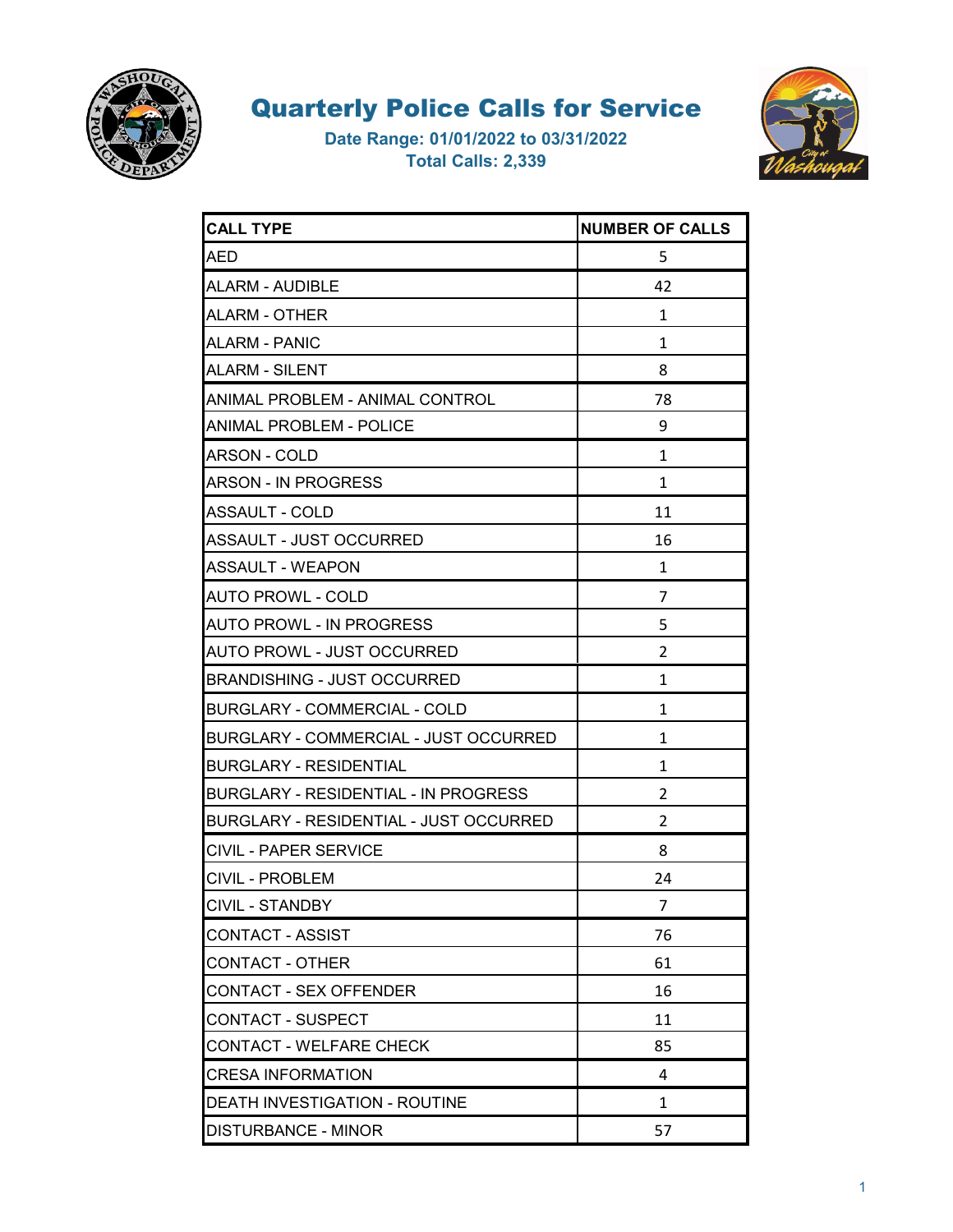# Quarterly Police Calls for Service

**Date Range: 01/01/2022 to 03/31/2022**
**Total Calls: 2,339**

| CALL TYPE | NUMBER OF CALLS |
|---|---|
| AED | 5 |
| ALARM - AUDIBLE | 42 |
| ALARM - OTHER | 1 |
| ALARM - PANIC | 1 |
| ALARM - SILENT | 8 |
| ANIMAL PROBLEM - ANIMAL CONTROL | 78 |
| ANIMAL PROBLEM - POLICE | 9 |
| ARSON - COLD | 1 |
| ARSON - IN PROGRESS | 1 |
| ASSAULT - COLD | 11 |
| ASSAULT - JUST OCCURRED | 16 |
| ASSAULT - WEAPON | 1 |
| AUTO PROWL - COLD | 7 |
| AUTO PROWL - IN PROGRESS | 5 |
| AUTO PROWL - JUST OCCURRED | 2 |
| BRANDISHING - JUST OCCURRED | 1 |
| BURGLARY - COMMERCIAL - COLD | 1 |
| BURGLARY - COMMERCIAL - JUST OCCURRED | 1 |
| BURGLARY - RESIDENTIAL | 1 |
| BURGLARY - RESIDENTIAL - IN PROGRESS | 2 |
| BURGLARY - RESIDENTIAL - JUST OCCURRED | 2 |
| CIVIL - PAPER SERVICE | 8 |
| CIVIL - PROBLEM | 24 |
| CIVIL - STANDBY | 7 |
| CONTACT - ASSIST | 76 |
| CONTACT - OTHER | 61 |
| CONTACT - SEX OFFENDER | 16 |
| CONTACT - SUSPECT | 11 |
| CONTACT - WELFARE CHECK | 85 |
| CRESA INFORMATION | 4 |
| DEATH INVESTIGATION - ROUTINE | 1 |
| DISTURBANCE - MINOR | 57 |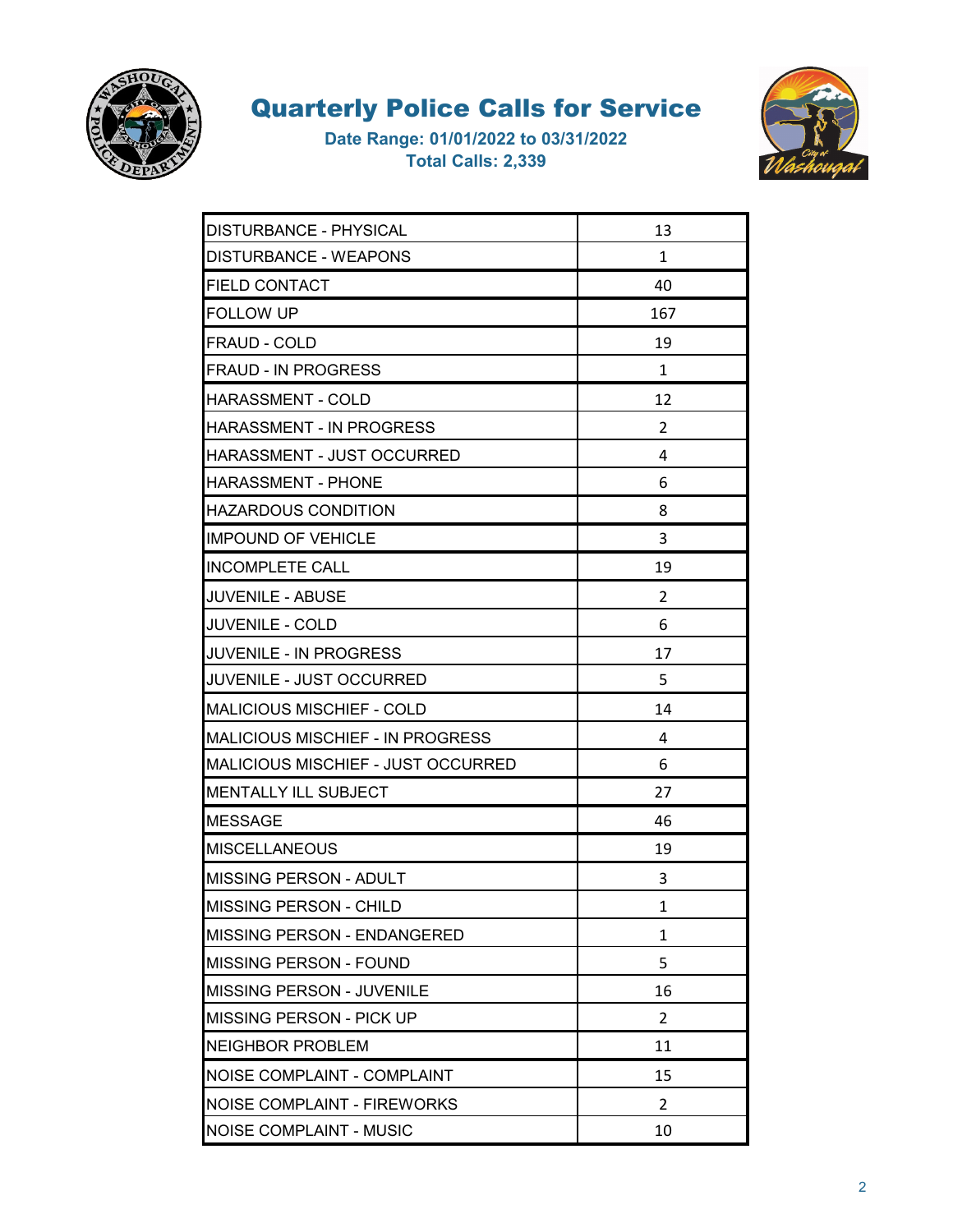# Quarterly Police Calls for Service

**Date Range: 01/01/2022 to 03/31/2022**
**Total Calls: 2,339**

| | |
|---|---|
| DISTURBANCE - PHYSICAL | 13 |
| DISTURBANCE - WEAPONS | 1 |
| FIELD CONTACT | 40 |
| FOLLOW UP | 167 |
| FRAUD - COLD | 19 |
| FRAUD - IN PROGRESS | 1 |
| HARASSMENT - COLD | 12 |
| HARASSMENT - IN PROGRESS | 2 |
| HARASSMENT - JUST OCCURRED | 4 |
| HARASSMENT - PHONE | 6 |
| HAZARDOUS CONDITION | 8 |
| IMPOUND OF VEHICLE | 3 |
| INCOMPLETE CALL | 19 |
| JUVENILE - ABUSE | 2 |
| JUVENILE - COLD | 6 |
| JUVENILE - IN PROGRESS | 17 |
| JUVENILE - JUST OCCURRED | 5 |
| MALICIOUS MISCHIEF - COLD | 14 |
| MALICIOUS MISCHIEF - IN PROGRESS | 4 |
| MALICIOUS MISCHIEF - JUST OCCURRED | 6 |
| MENTALLY ILL SUBJECT | 27 |
| MESSAGE | 46 |
| MISCELLANEOUS | 19 |
| MISSING PERSON - ADULT | 3 |
| MISSING PERSON - CHILD | 1 |
| MISSING PERSON - ENDANGERED | 1 |
| MISSING PERSON - FOUND | 5 |
| MISSING PERSON - JUVENILE | 16 |
| MISSING PERSON - PICK UP | 2 |
| NEIGHBOR PROBLEM | 11 |
| NOISE COMPLAINT - COMPLAINT | 15 |
| NOISE COMPLAINT - FIREWORKS | 2 |
| NOISE COMPLAINT - MUSIC | 10 |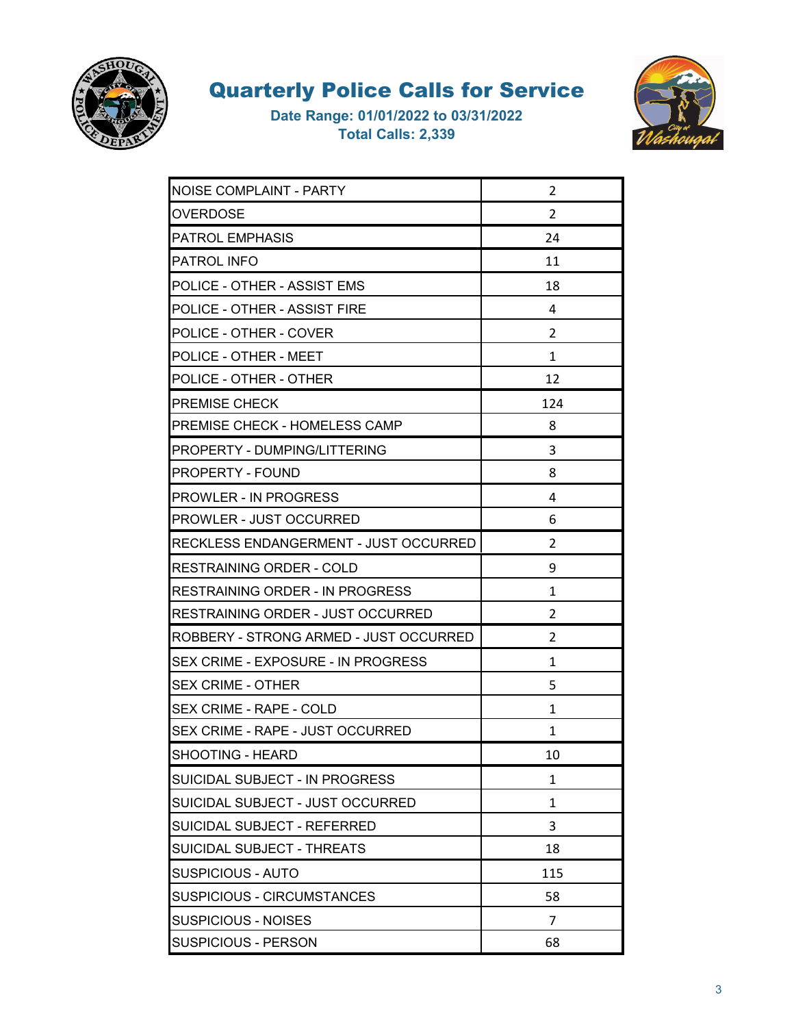# Quarterly Police Calls for Service

**Date Range: 01/01/2022 to 03/31/2022**
**Total Calls: 2,339**

| | |
|---|---|
| NOISE COMPLAINT - PARTY | 2 |
| OVERDOSE | 2 |
| PATROL EMPHASIS | 24 |
| PATROL INFO | 11 |
| POLICE - OTHER - ASSIST EMS | 18 |
| POLICE - OTHER - ASSIST FIRE | 4 |
| POLICE - OTHER - COVER | 2 |
| POLICE - OTHER - MEET | 1 |
| POLICE - OTHER - OTHER | 12 |
| PREMISE CHECK | 124 |
| PREMISE CHECK - HOMELESS CAMP | 8 |
| PROPERTY - DUMPING/LITTERING | 3 |
| PROPERTY - FOUND | 8 |
| PROWLER - IN PROGRESS | 4 |
| PROWLER - JUST OCCURRED | 6 |
| RECKLESS ENDANGERMENT - JUST OCCURRED | 2 |
| RESTRAINING ORDER - COLD | 9 |
| RESTRAINING ORDER - IN PROGRESS | 1 |
| RESTRAINING ORDER - JUST OCCURRED | 2 |
| ROBBERY - STRONG ARMED - JUST OCCURRED | 2 |
| SEX CRIME - EXPOSURE - IN PROGRESS | 1 |
| SEX CRIME - OTHER | 5 |
| SEX CRIME - RAPE - COLD | 1 |
| SEX CRIME - RAPE - JUST OCCURRED | 1 |
| SHOOTING - HEARD | 10 |
| SUICIDAL SUBJECT - IN PROGRESS | 1 |
| SUICIDAL SUBJECT - JUST OCCURRED | 1 |
| SUICIDAL SUBJECT - REFERRED | 3 |
| SUICIDAL SUBJECT - THREATS | 18 |
| SUSPICIOUS - AUTO | 115 |
| SUSPICIOUS - CIRCUMSTANCES | 58 |
| SUSPICIOUS - NOISES | 7 |
| SUSPICIOUS - PERSON | 68 |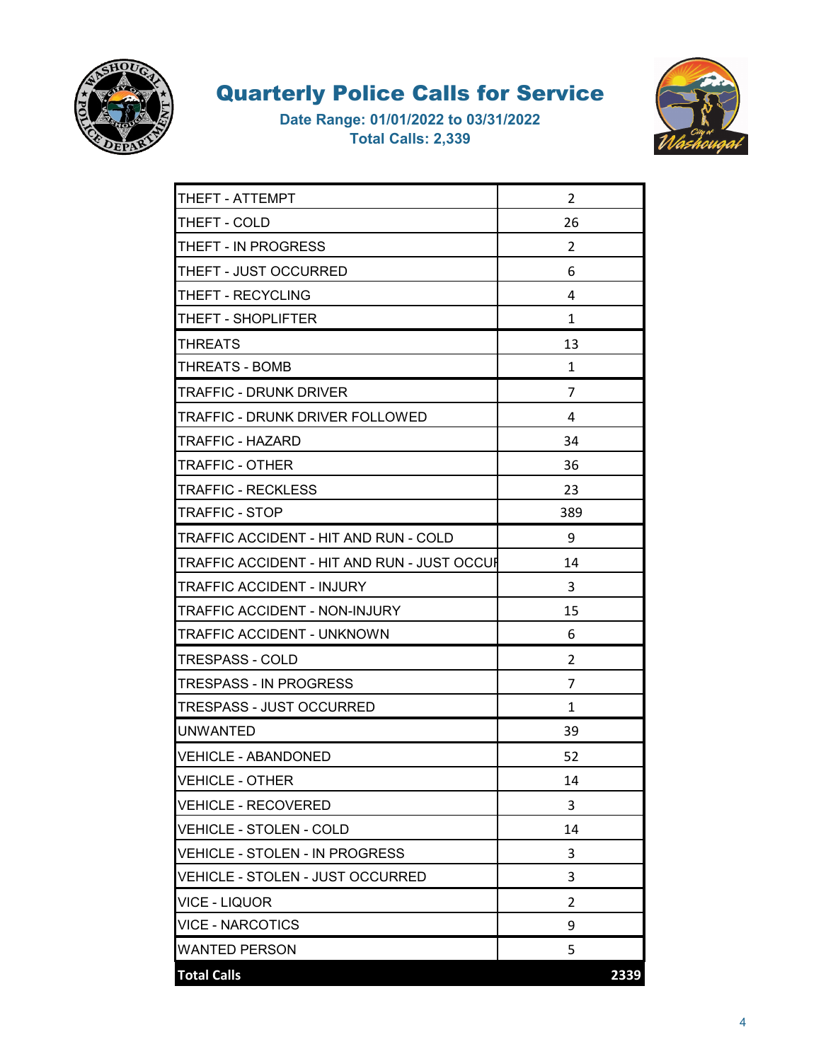# Quarterly Police Calls for Service

**Date Range: 01/01/2022 to 03/31/2022**
**Total Calls: 2,339**

| | |
|---|---|
| THEFT - ATTEMPT | 2 |
| THEFT - COLD | 26 |
| THEFT - IN PROGRESS | 2 |
| THEFT - JUST OCCURRED | 6 |
| THEFT - RECYCLING | 4 |
| THEFT - SHOPLIFTER | 1 |
| THREATS | 13 |
| THREATS - BOMB | 1 |
| TRAFFIC - DRUNK DRIVER | 7 |
| TRAFFIC - DRUNK DRIVER FOLLOWED | 4 |
| TRAFFIC - HAZARD | 34 |
| TRAFFIC - OTHER | 36 |
| TRAFFIC - RECKLESS | 23 |
| TRAFFIC - STOP | 389 |
| TRAFFIC ACCIDENT - HIT AND RUN - COLD | 9 |
| TRAFFIC ACCIDENT - HIT AND RUN - JUST OCCUR | 14 |
| TRAFFIC ACCIDENT - INJURY | 3 |
| TRAFFIC ACCIDENT - NON-INJURY | 15 |
| TRAFFIC ACCIDENT - UNKNOWN | 6 |
| TRESPASS - COLD | 2 |
| TRESPASS - IN PROGRESS | 7 |
| TRESPASS - JUST OCCURRED | 1 |
| UNWANTED | 39 |
| VEHICLE - ABANDONED | 52 |
| VEHICLE - OTHER | 14 |
| VEHICLE - RECOVERED | 3 |
| VEHICLE - STOLEN - COLD | 14 |
| VEHICLE - STOLEN - IN PROGRESS | 3 |
| VEHICLE - STOLEN - JUST OCCURRED | 3 |
| VICE - LIQUOR | 2 |
| VICE - NARCOTICS | 9 |
| WANTED PERSON | 5 |
| **Total Calls** | **2339** |